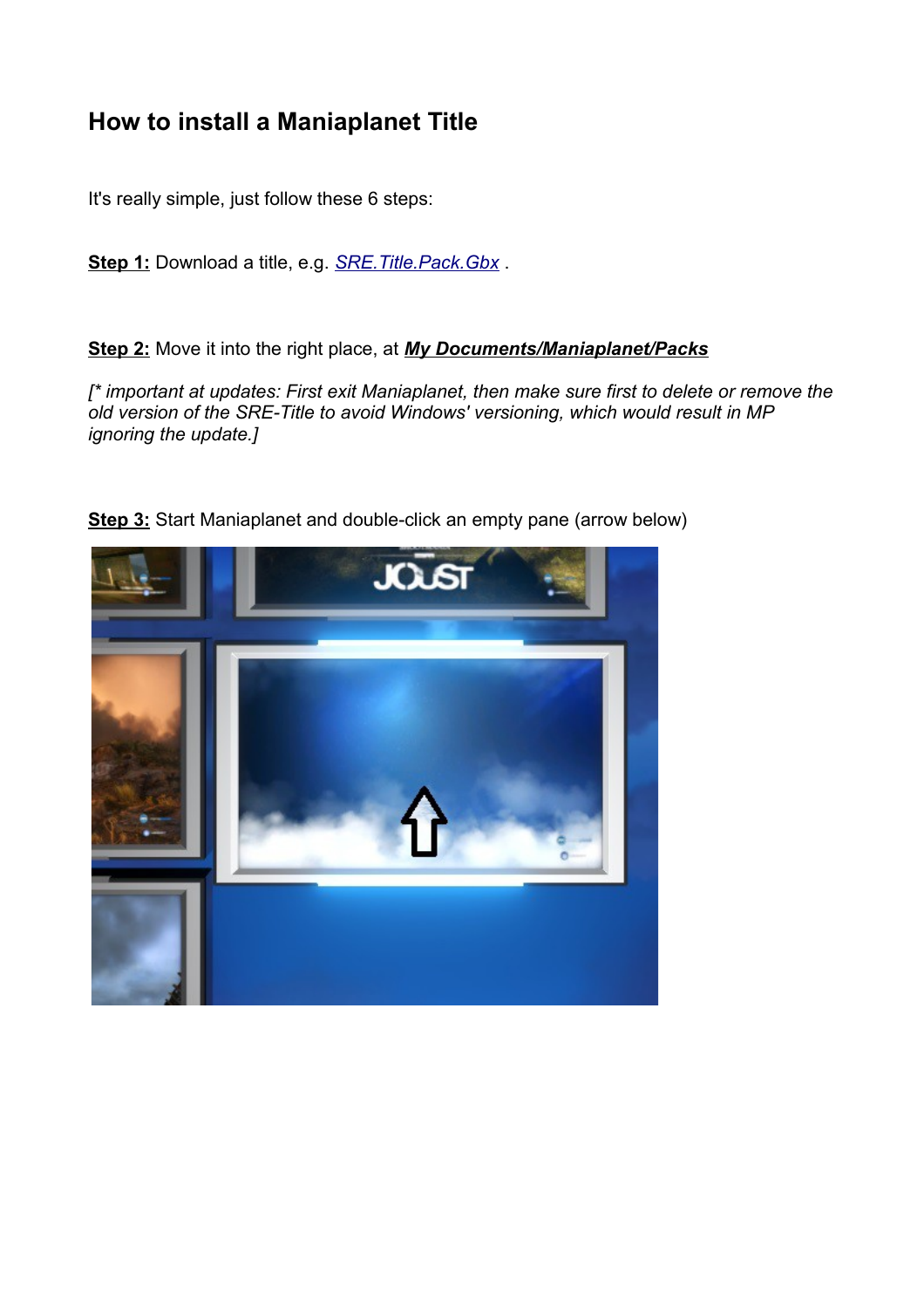# How to install a Maniaplanet Title

It's really simple, just follow these 6 steps:

**Step 1:** Download a title, e.g. *SRE.Title.Pack.Gbx* .

**Step 2:** Move it into the right place, at ***My Documents/Maniaplanet/Packs***

*[* important at updates: First exit Maniaplanet, then make sure first to delete or remove the old version of the SRE-Title to avoid Windows' versioning, which would result in MP ignoring the update.]*

**Step 3:** Start Maniaplanet and double-click an empty pane (arrow below)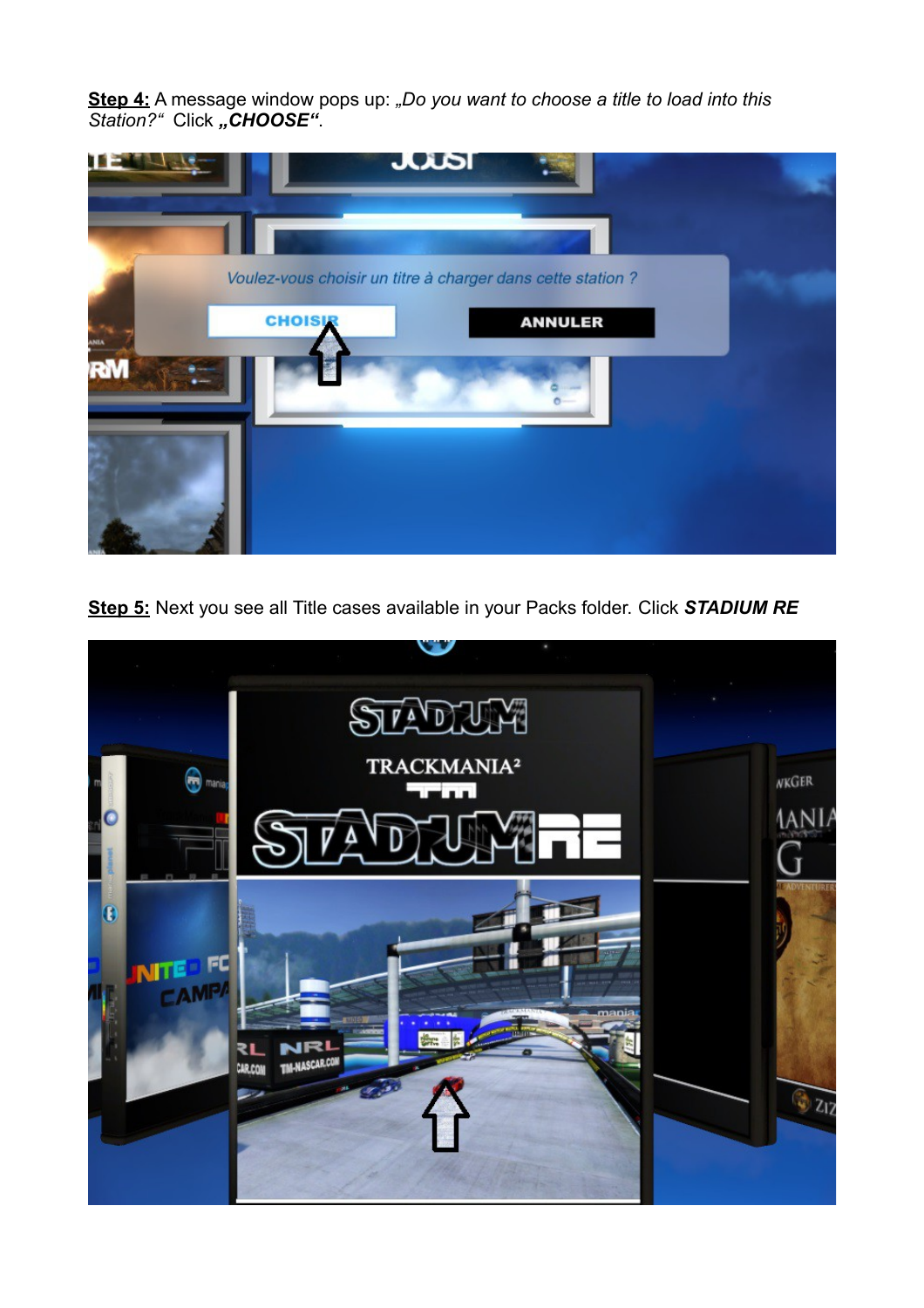**<u>Step 4:</u>** A message window pops up: *„Do you want to choose a title to load into this Station?“* Click ***„CHOOSE“***.

**<u>Step 5:</u>** Next you see all Title cases available in your Packs folder. Click ***STADIUM RE***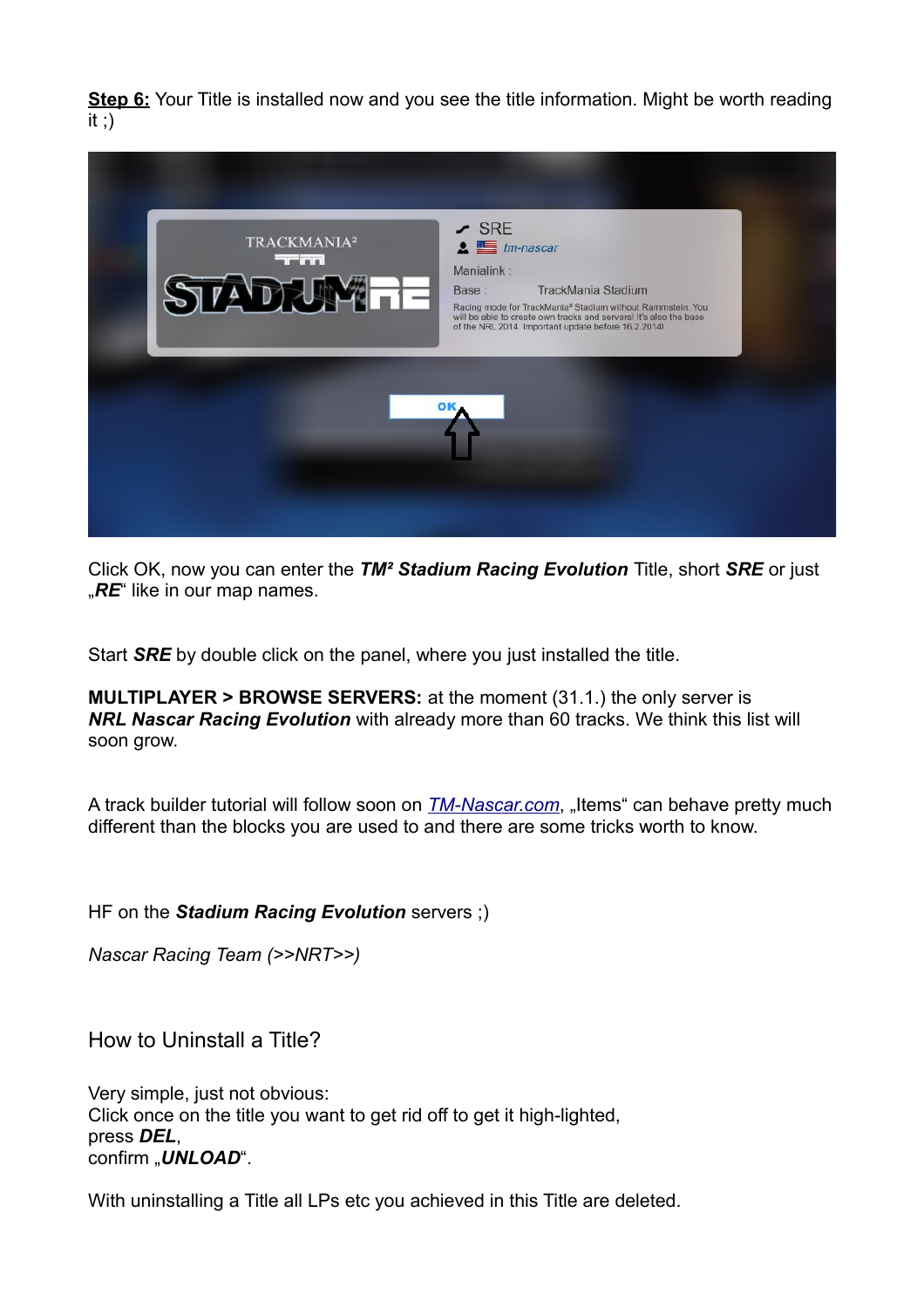**Step 6:** Your Title is installed now and you see the title information. Might be worth reading it ;)

Click OK, now you can enter the ***TM² Stadium Racing Evolution*** Title, short ***SRE*** or just „***RE***“ like in our map names.

Start ***SRE*** by double click on the panel, where you just installed the title.

**MULTIPLAYER > BROWSE SERVERS:** at the moment (31.1.) the only server is ***NRL Nascar Racing Evolution*** with already more than 60 tracks. We think this list will soon grow.

A track builder tutorial will follow soon on *TM-Nascar.com*, „Items“ can behave pretty much different than the blocks you are used to and there are some tricks worth to know.

HF on the ***Stadium Racing Evolution*** servers ;)

*Nascar Racing Team (>>NRT>>)*

## How to Uninstall a Title?

Very simple, just not obvious:
Click once on the title you want to get rid off to get it high-lighted,
press ***DEL***,
confirm „***UNLOAD***“.

With uninstalling a Title all LPs etc you achieved in this Title are deleted.